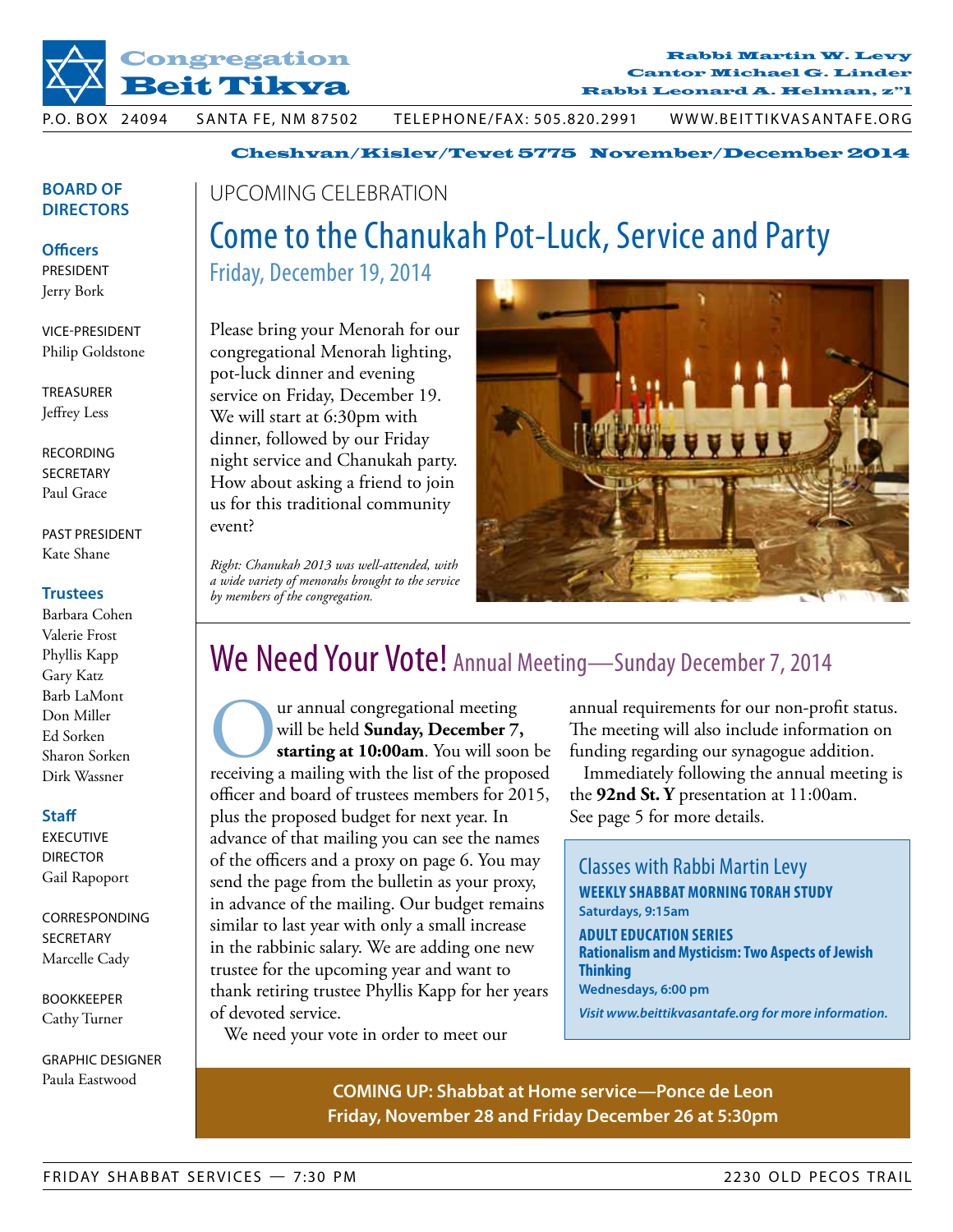# Congregation Beit Tikva

**Rabbi Martin W. Levy**
**Cantor Michael G. Linder**
**Rabbi Leonard A. Helman, z"l**

P.O. BOX 24094 SANTA FE, NM 87502 TELEPHONE/FAX: 505.820.2991 WWW.BEITTIKVASANTAFE.ORG

**Cheshvan/Kislev/Tevet 5775 November/December 2014**

UPCOMING CELEBRATION

## Come to the Chanukah Pot-Luck, Service and Party

### Friday, December 19, 2014

Please bring your Menorah for our congregational Menorah lighting, pot-luck dinner and evening service on Friday, December 19. We will start at 6:30pm with dinner, followed by our Friday night service and Chanukah party. How about asking a friend to join us for this traditional community event?

*Right: Chanukah 2013 was well-attended, with a wide variety of menorahs brought to the service by members of the congregation.*

## We Need Your Vote! Annual Meeting—Sunday December 7, 2014

Our annual congregational meeting will be held **Sunday, December 7, starting at 10:00am**. You will soon be receiving a mailing with the list of the proposed officer and board of trustees members for 2015, plus the proposed budget for next year. In advance of that mailing you can see the names of the officers and a proxy on page 6. You may send the page from the bulletin as your proxy, in advance of the mailing. Our budget remains similar to last year with only a small increase in the rabbinic salary. We are adding one new trustee for the upcoming year and want to thank retiring trustee Phyllis Kapp for her years of devoted service.

We need your vote in order to meet our annual requirements for our non-profit status. The meeting will also include information on funding regarding our synagogue addition.

Immediately following the annual meeting is the **92nd St. Y** presentation at 11:00am. See page 5 for more details.

### Classes with Rabbi Martin Levy

**WEEKLY SHABBAT MORNING TORAH STUDY**
**Saturdays, 9:15am**

**ADULT EDUCATION SERIES**
**Rationalism and Mysticism: Two Aspects of Jewish Thinking**
**Wednesdays, 6:00 pm**

***Visit www.beittikvasantafe.org for more information.***

**COMING UP: Shabbat at Home service—Ponce de Leon**
**Friday, November 28 and Friday December 26 at 5:30pm**

### BOARD OF DIRECTORS

**Officers**

PRESIDENT
Jerry Bork

VICE-PRESIDENT
Philip Goldstone

TREASURER
Jeffrey Less

RECORDING SECRETARY
Paul Grace

PAST PRESIDENT
Kate Shane

**Trustees**

Barbara Cohen
Valerie Frost
Phyllis Kapp
Gary Katz
Barb LaMont
Don Miller
Ed Sorken
Sharon Sorken
Dirk Wassner

**Staff**

EXECUTIVE DIRECTOR
Gail Rapoport

CORRESPONDING SECRETARY
Marcelle Cady

BOOKKEEPER
Cathy Turner

GRAPHIC DESIGNER
Paula Eastwood

FRIDAY SHABBAT SERVICES — 7:30 PM 2230 OLD PECOS TRAIL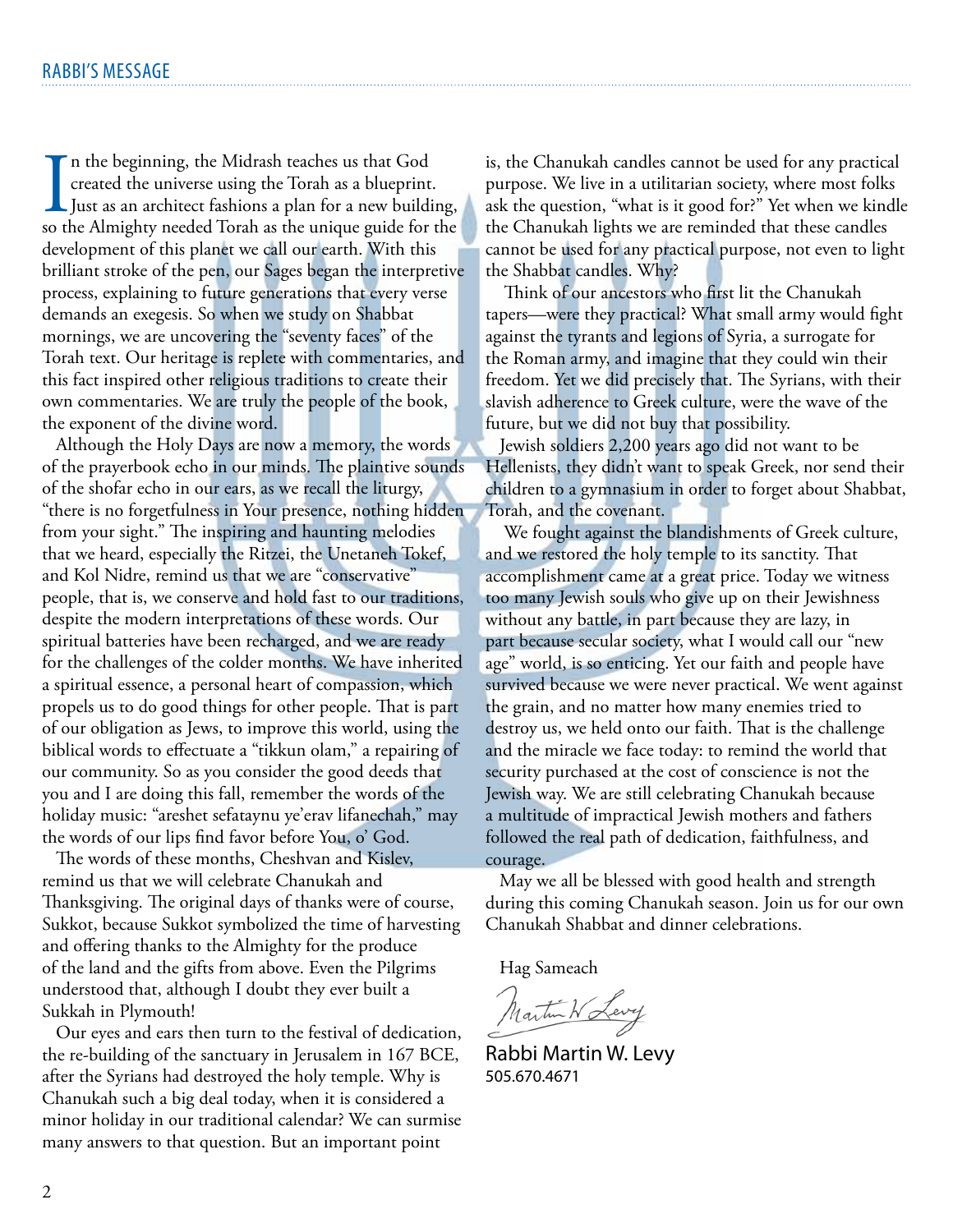## RABBI'S MESSAGE

In the beginning, the Midrash teaches us that God created the universe using the Torah as a blueprint. Just as an architect fashions a plan for a new building, so the Almighty needed Torah as the unique guide for the development of this planet we call our earth. With this brilliant stroke of the pen, our Sages began the interpretive process, explaining to future generations that every verse demands an exegesis. So when we study on Shabbat mornings, we are uncovering the "seventy faces" of the Torah text. Our heritage is replete with commentaries, and this fact inspired other religious traditions to create their own commentaries. We are truly the people of the book, the exponent of the divine word.

Although the Holy Days are now a memory, the words of the prayerbook echo in our minds. The plaintive sounds of the shofar echo in our ears, as we recall the liturgy, "there is no forgetfulness in Your presence, nothing hidden from your sight." The inspiring and haunting melodies that we heard, especially the Ritzei, the Unetaneh Tokef, and Kol Nidre, remind us that we are "conservative" people, that is, we conserve and hold fast to our traditions, despite the modern interpretations of these words. Our spiritual batteries have been recharged, and we are ready for the challenges of the colder months. We have inherited a spiritual essence, a personal heart of compassion, which propels us to do good things for other people. That is part of our obligation as Jews, to improve this world, using the biblical words to effectuate a "tikkun olam," a repairing of our community. So as you consider the good deeds that you and I are doing this fall, remember the words of the holiday music: "areshet sefataynu ye'erav lifanechah," may the words of our lips find favor before You, o' God.

The words of these months, Cheshvan and Kislev, remind us that we will celebrate Chanukah and Thanksgiving. The original days of thanks were of course, Sukkot, because Sukkot symbolized the time of harvesting and offering thanks to the Almighty for the produce of the land and the gifts from above. Even the Pilgrims understood that, although I doubt they ever built a Sukkah in Plymouth!

Our eyes and ears then turn to the festival of dedication, the re-building of the sanctuary in Jerusalem in 167 BCE, after the Syrians had destroyed the holy temple. Why is Chanukah such a big deal today, when it is considered a minor holiday in our traditional calendar? We can surmise many answers to that question. But an important point is, the Chanukah candles cannot be used for any practical purpose. We live in a utilitarian society, where most folks ask the question, "what is it good for?" Yet when we kindle the Chanukah lights we are reminded that these candles cannot be used for any practical purpose, not even to light the Shabbat candles. Why?

Think of our ancestors who first lit the Chanukah tapers—were they practical? What small army would fight against the tyrants and legions of Syria, a surrogate for the Roman army, and imagine that they could win their freedom. Yet we did precisely that. The Syrians, with their slavish adherence to Greek culture, were the wave of the future, but we did not buy that possibility.

Jewish soldiers 2,200 years ago did not want to be Hellenists, they didn't want to speak Greek, nor send their children to a gymnasium in order to forget about Shabbat, Torah, and the covenant.

We fought against the blandishments of Greek culture, and we restored the holy temple to its sanctity. That accomplishment came at a great price. Today we witness too many Jewish souls who give up on their Jewishness without any battle, in part because they are lazy, in part because secular society, what I would call our "new age" world, is so enticing. Yet our faith and people have survived because we were never practical. We went against the grain, and no matter how many enemies tried to destroy us, we held onto our faith. That is the challenge and the miracle we face today: to remind the world that security purchased at the cost of conscience is not the Jewish way. We are still celebrating Chanukah because a multitude of impractical Jewish mothers and fathers followed the real path of dedication, faithfulness, and courage.

May we all be blessed with good health and strength during this coming Chanukah season. Join us for our own Chanukah Shabbat and dinner celebrations.

Hag Sameach

Martin W. Levy

Rabbi Martin W. Levy
505.670.4671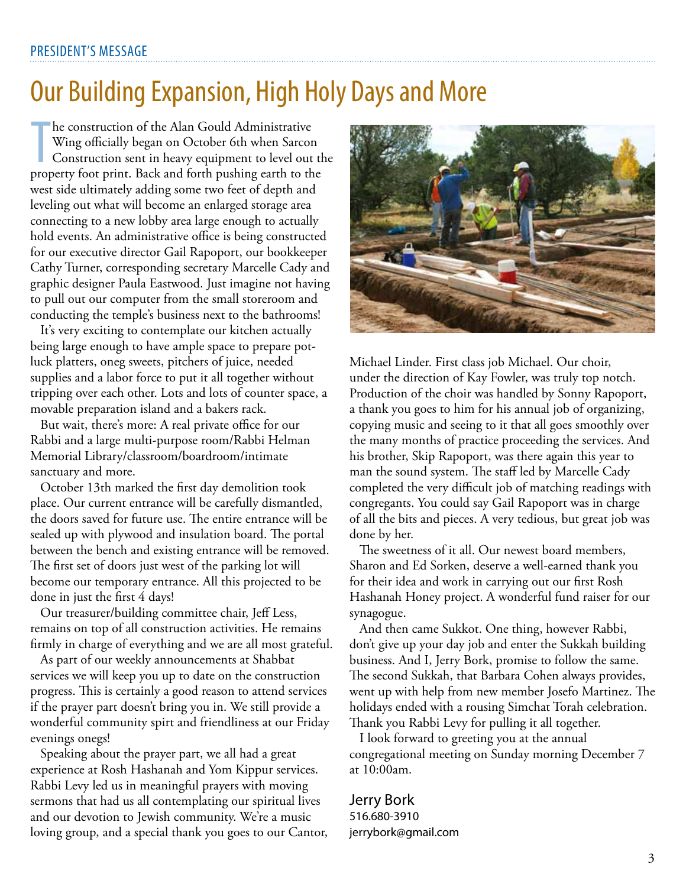PRESIDENT'S MESSAGE

# Our Building Expansion, High Holy Days and More

The construction of the Alan Gould Administrative Wing officially began on October 6th when Sarcon Construction sent in heavy equipment to level out the property foot print. Back and forth pushing earth to the west side ultimately adding some two feet of depth and leveling out what will become an enlarged storage area connecting to a new lobby area large enough to actually hold events. An administrative office is being constructed for our executive director Gail Rapoport, our bookkeeper Cathy Turner, corresponding secretary Marcelle Cady and graphic designer Paula Eastwood. Just imagine not having to pull out our computer from the small storeroom and conducting the temple's business next to the bathrooms!

It's very exciting to contemplate our kitchen actually being large enough to have ample space to prepare pot-luck platters, oneg sweets, pitchers of juice, needed supplies and a labor force to put it all together without tripping over each other. Lots and lots of counter space, a movable preparation island and a bakers rack.

But wait, there's more: A real private office for our Rabbi and a large multi-purpose room/Rabbi Helman Memorial Library/classroom/boardroom/intimate sanctuary and more.

October 13th marked the first day demolition took place. Our current entrance will be carefully dismantled, the doors saved for future use. The entire entrance will be sealed up with plywood and insulation board. The portal between the bench and existing entrance will be removed. The first set of doors just west of the parking lot will become our temporary entrance. All this projected to be done in just the first 4 days!

Our treasurer/building committee chair, Jeff Less, remains on top of all construction activities. He remains firmly in charge of everything and we are all most grateful.

As part of our weekly announcements at Shabbat services we will keep you up to date on the construction progress. This is certainly a good reason to attend services if the prayer part doesn't bring you in. We still provide a wonderful community spirt and friendliness at our Friday evenings onegs!

Speaking about the prayer part, we all had a great experience at Rosh Hashanah and Yom Kippur services. Rabbi Levy led us in meaningful prayers with moving sermons that had us all contemplating our spiritual lives and our devotion to Jewish community. We're a music loving group, and a special thank you goes to our Cantor, Michael Linder. First class job Michael. Our choir, under the direction of Kay Fowler, was truly top notch. Production of the choir was handled by Sonny Rapoport, a thank you goes to him for his annual job of organizing, copying music and seeing to it that all goes smoothly over the many months of practice proceeding the services. And his brother, Skip Rapoport, was there again this year to man the sound system. The staff led by Marcelle Cady completed the very difficult job of matching readings with congregants. You could say Gail Rapoport was in charge of all the bits and pieces. A very tedious, but great job was done by her.

The sweetness of it all. Our newest board members, Sharon and Ed Sorken, deserve a well-earned thank you for their idea and work in carrying out our first Rosh Hashanah Honey project. A wonderful fund raiser for our synagogue.

And then came Sukkot. One thing, however Rabbi, don't give up your day job and enter the Sukkah building business. And I, Jerry Bork, promise to follow the same. The second Sukkah, that Barbara Cohen always provides, went up with help from new member Josefo Martinez. The holidays ended with a rousing Simchat Torah celebration. Thank you Rabbi Levy for pulling it all together.

I look forward to greeting you at the annual congregational meeting on Sunday morning December 7 at 10:00am.

Jerry Bork
516.680-3910
jerrybork@gmail.com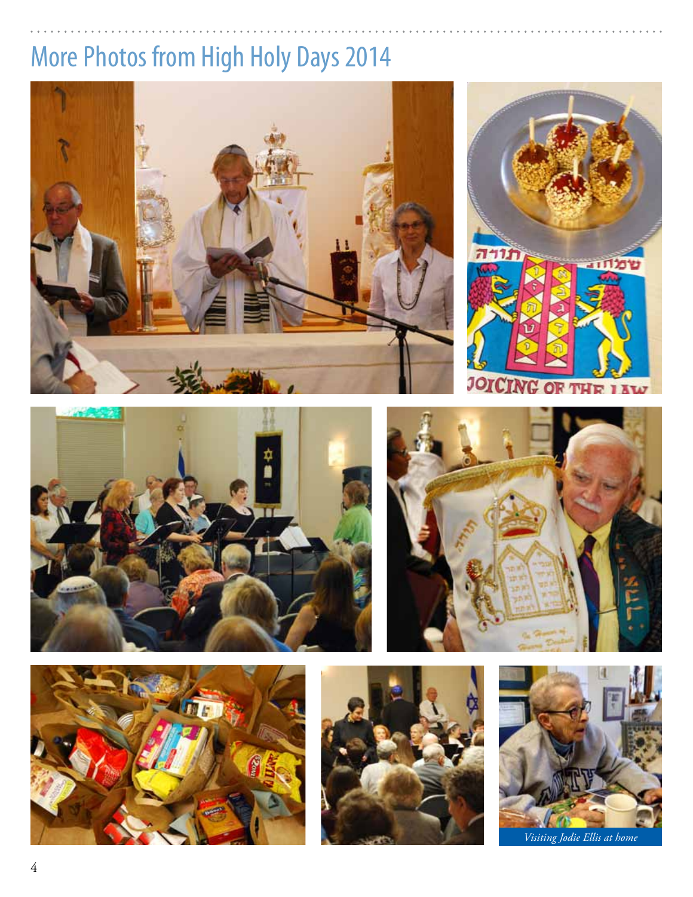# More Photos from High Holy Days 2014

*Visiting Jodie Ellis at home*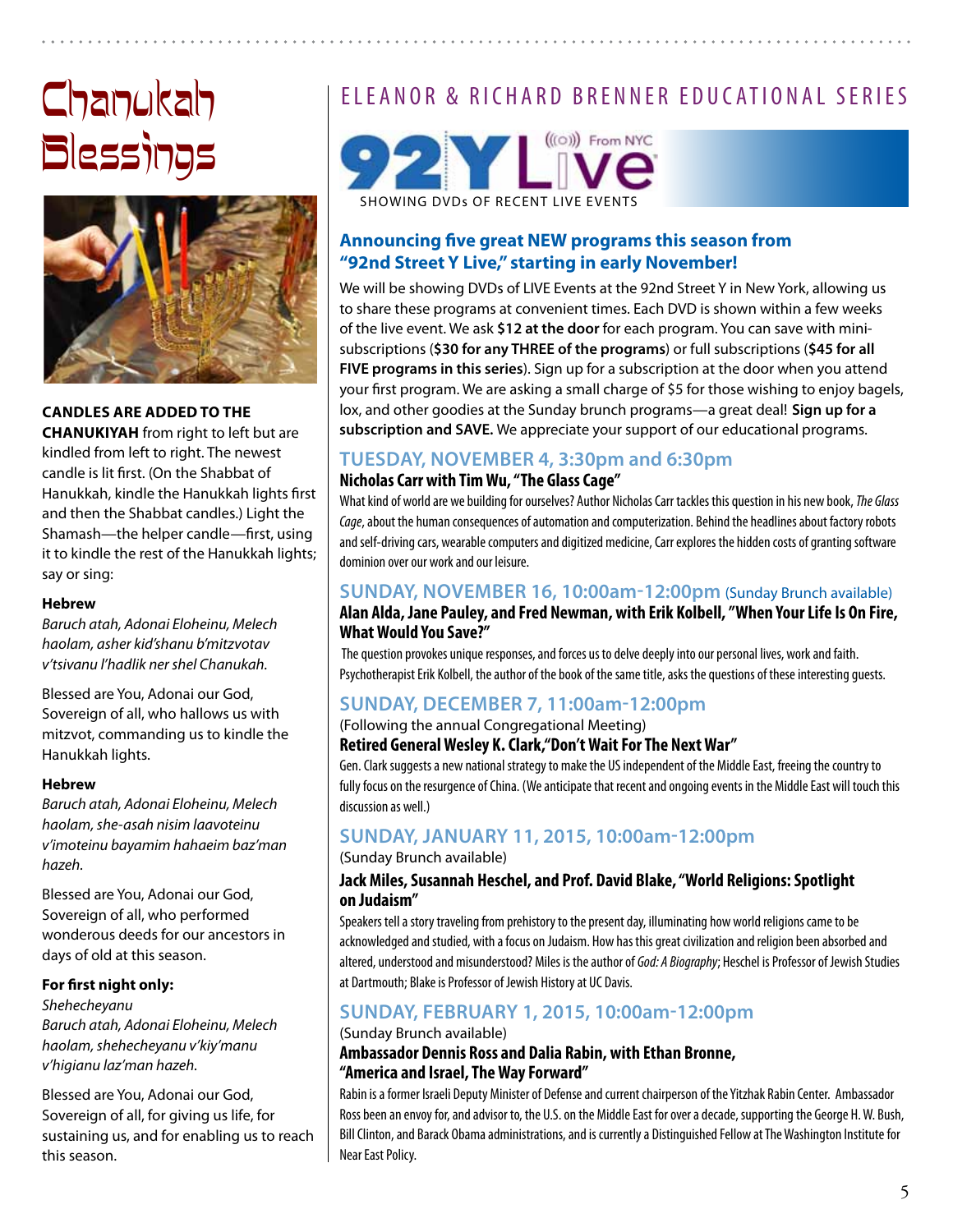# Chanukah Blessings

**CANDLES ARE ADDED TO THE CHANUKIYAH** from right to left but are kindled from left to right. The newest candle is lit first. (On the Shabbat of Hanukkah, kindle the Hanukkah lights first and then the Shabbat candles.) Light the Shamash—the helper candle—first, using it to kindle the rest of the Hanukkah lights; say or sing:

**Hebrew**

*Baruch atah, Adonai Eloheinu, Melech haolam, asher kid'shanu b'mitzvotav v'tsivanu l'hadlik ner shel Chanukah.*

Blessed are You, Adonai our God, Sovereign of all, who hallows us with mitzvot, commanding us to kindle the Hanukkah lights.

**Hebrew**

*Baruch atah, Adonai Eloheinu, Melech haolam, she-asah nisim laavoteinu v'imoteinu bayamim hahaeim baz'man hazeh.*

Blessed are You, Adonai our God, Sovereign of all, who performed wonderous deeds for our ancestors in days of old at this season.

**For first night only:**

*Shehecheyanu*
*Baruch atah, Adonai Eloheinu, Melech haolam, shehecheyanu v'kiy'manu v'higianu laz'man hazeh.*

Blessed are You, Adonai our God, Sovereign of all, for giving us life, for sustaining us, and for enabling us to reach this season.

# ELEANOR & RICHARD BRENNER EDUCATIONAL SERIES

92Y Live From NYC

SHOWING DVDs OF RECENT LIVE EVENTS

## Announcing five great NEW programs this season from "92nd Street Y Live," starting in early November!

We will be showing DVDs of LIVE Events at the 92nd Street Y in New York, allowing us to share these programs at convenient times. Each DVD is shown within a few weeks of the live event. We ask **$12 at the door** for each program. You can save with mini-subscriptions (**$30 for any THREE of the programs**) or full subscriptions (**$45 for all FIVE programs in this series**). Sign up for a subscription at the door when you attend your first program. We are asking a small charge of $5 for those wishing to enjoy bagels, lox, and other goodies at the Sunday brunch programs—a great deal! **Sign up for a subscription and SAVE.** We appreciate your support of our educational programs.

### TUESDAY, NOVEMBER 4, 3:30pm and 6:30pm

**Nicholas Carr with Tim Wu, "The Glass Cage"**

What kind of world are we building for ourselves? Author Nicholas Carr tackles this question in his new book, *The Glass Cage*, about the human consequences of automation and computerization. Behind the headlines about factory robots and self-driving cars, wearable computers and digitized medicine, Carr explores the hidden costs of granting software dominion over our work and our leisure.

### SUNDAY, NOVEMBER 16, 10:00am-12:00pm (Sunday Brunch available)

**Alan Alda, Jane Pauley, and Fred Newman, with Erik Kolbell, "When Your Life Is On Fire, What Would You Save?"**

The question provokes unique responses, and forces us to delve deeply into our personal lives, work and faith. Psychotherapist Erik Kolbell, the author of the book of the same title, asks the questions of these interesting guests.

### SUNDAY, DECEMBER 7, 11:00am-12:00pm

(Following the annual Congregational Meeting)

**Retired General Wesley K. Clark,"Don't Wait For The Next War"**

Gen. Clark suggests a new national strategy to make the US independent of the Middle East, freeing the country to fully focus on the resurgence of China. (We anticipate that recent and ongoing events in the Middle East will touch this discussion as well.)

### SUNDAY, JANUARY 11, 2015, 10:00am-12:00pm

(Sunday Brunch available)

**Jack Miles, Susannah Heschel, and Prof. David Blake, "World Religions: Spotlight on Judaism"**

Speakers tell a story traveling from prehistory to the present day, illuminating how world religions came to be acknowledged and studied, with a focus on Judaism. How has this great civilization and religion been absorbed and altered, understood and misunderstood? Miles is the author of *God: A Biography*; Heschel is Professor of Jewish Studies at Dartmouth; Blake is Professor of Jewish History at UC Davis.

### SUNDAY, FEBRUARY 1, 2015, 10:00am-12:00pm

(Sunday Brunch available)

**Ambassador Dennis Ross and Dalia Rabin, with Ethan Bronne, "America and Israel, The Way Forward"**

Rabin is a former Israeli Deputy Minister of Defense and current chairperson of the Yitzhak Rabin Center. Ambassador Ross been an envoy for, and advisor to, the U.S. on the Middle East for over a decade, supporting the George H. W. Bush, Bill Clinton, and Barack Obama administrations, and is currently a Distinguished Fellow at The Washington Institute for Near East Policy.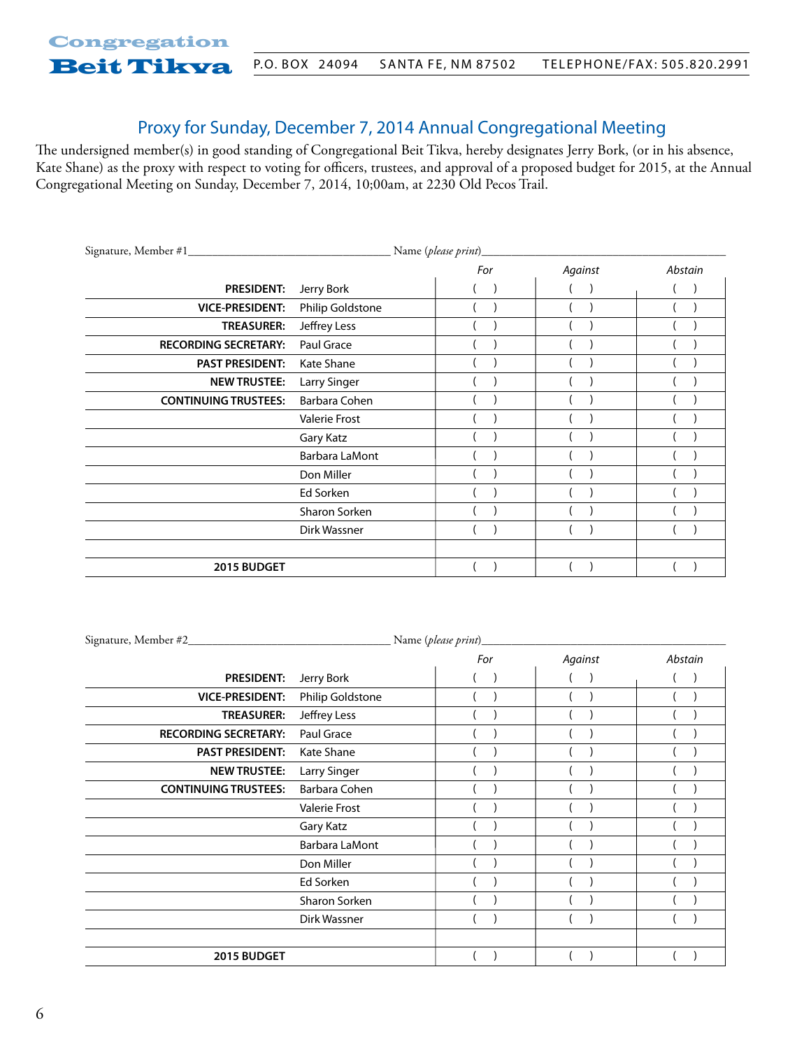**Congregation Beit Tikva**

P.O. BOX 24094 SANTA FE, NM 87502 TELEPHONE/FAX: 505.820.2991

## Proxy for Sunday, December 7, 2014 Annual Congregational Meeting

The undersigned member(s) in good standing of Congregational Beit Tikva, hereby designates Jerry Bork, (or in his absence, Kate Shane) as the proxy with respect to voting for officers, trustees, and approval of a proposed budget for 2015, at the Annual Congregational Meeting on Sunday, December 7, 2014, 10;00am, at 2230 Old Pecos Trail.

Signature, Member #1__________________________ Name (*please print*)__________________________

| | | *For* | *Against* | *Abstain* |
|---|---|---|---|---|
| **PRESIDENT:** | Jerry Bork | ( ) | ( ) | ( ) |
| **VICE-PRESIDENT:** | Philip Goldstone | ( ) | ( ) | ( ) |
| **TREASURER:** | Jeffrey Less | ( ) | ( ) | ( ) |
| **RECORDING SECRETARY:** | Paul Grace | ( ) | ( ) | ( ) |
| **PAST PRESIDENT:** | Kate Shane | ( ) | ( ) | ( ) |
| **NEW TRUSTEE:** | Larry Singer | ( ) | ( ) | ( ) |
| **CONTINUING TRUSTEES:** | Barbara Cohen | ( ) | ( ) | ( ) |
| | Valerie Frost | ( ) | ( ) | ( ) |
| | Gary Katz | ( ) | ( ) | ( ) |
| | Barbara LaMont | ( ) | ( ) | ( ) |
| | Don Miller | ( ) | ( ) | ( ) |
| | Ed Sorken | ( ) | ( ) | ( ) |
| | Sharon Sorken | ( ) | ( ) | ( ) |
| | Dirk Wassner | ( ) | ( ) | ( ) |
| | | | | |
| **2015 BUDGET** | | ( ) | ( ) | ( ) |

Signature, Member #2__________________________ Name (*please print*)__________________________

| | | *For* | *Against* | *Abstain* |
|---|---|---|---|---|
| **PRESIDENT:** | Jerry Bork | ( ) | ( ) | ( ) |
| **VICE-PRESIDENT:** | Philip Goldstone | ( ) | ( ) | ( ) |
| **TREASURER:** | Jeffrey Less | ( ) | ( ) | ( ) |
| **RECORDING SECRETARY:** | Paul Grace | ( ) | ( ) | ( ) |
| **PAST PRESIDENT:** | Kate Shane | ( ) | ( ) | ( ) |
| **NEW TRUSTEE:** | Larry Singer | ( ) | ( ) | ( ) |
| **CONTINUING TRUSTEES:** | Barbara Cohen | ( ) | ( ) | ( ) |
| | Valerie Frost | ( ) | ( ) | ( ) |
| | Gary Katz | ( ) | ( ) | ( ) |
| | Barbara LaMont | ( ) | ( ) | ( ) |
| | Don Miller | ( ) | ( ) | ( ) |
| | Ed Sorken | ( ) | ( ) | ( ) |
| | Sharon Sorken | ( ) | ( ) | ( ) |
| | Dirk Wassner | ( ) | ( ) | ( ) |
| | | | | |
| **2015 BUDGET** | | ( ) | ( ) | ( ) |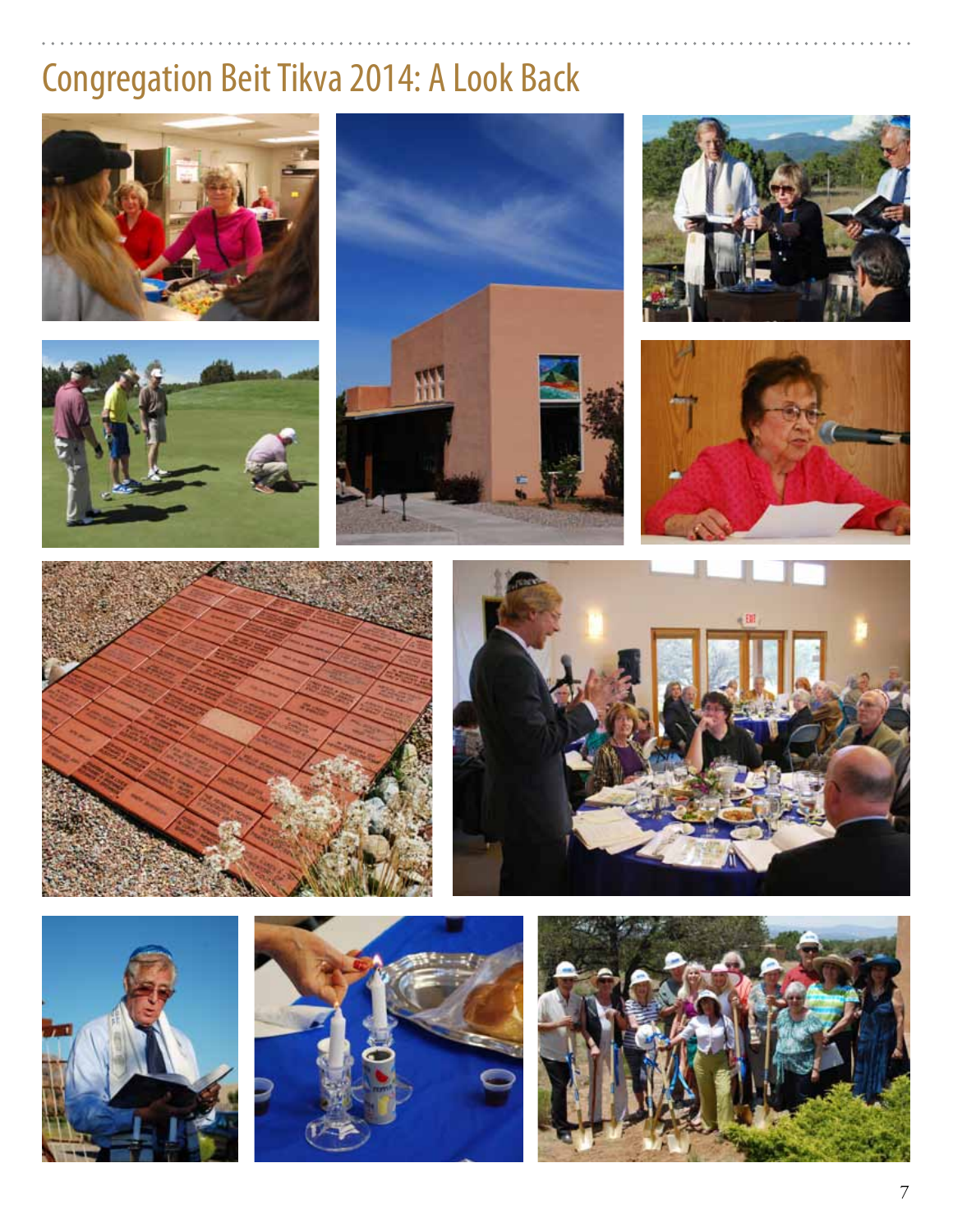# Congregation Beit Tikva 2014: A Look Back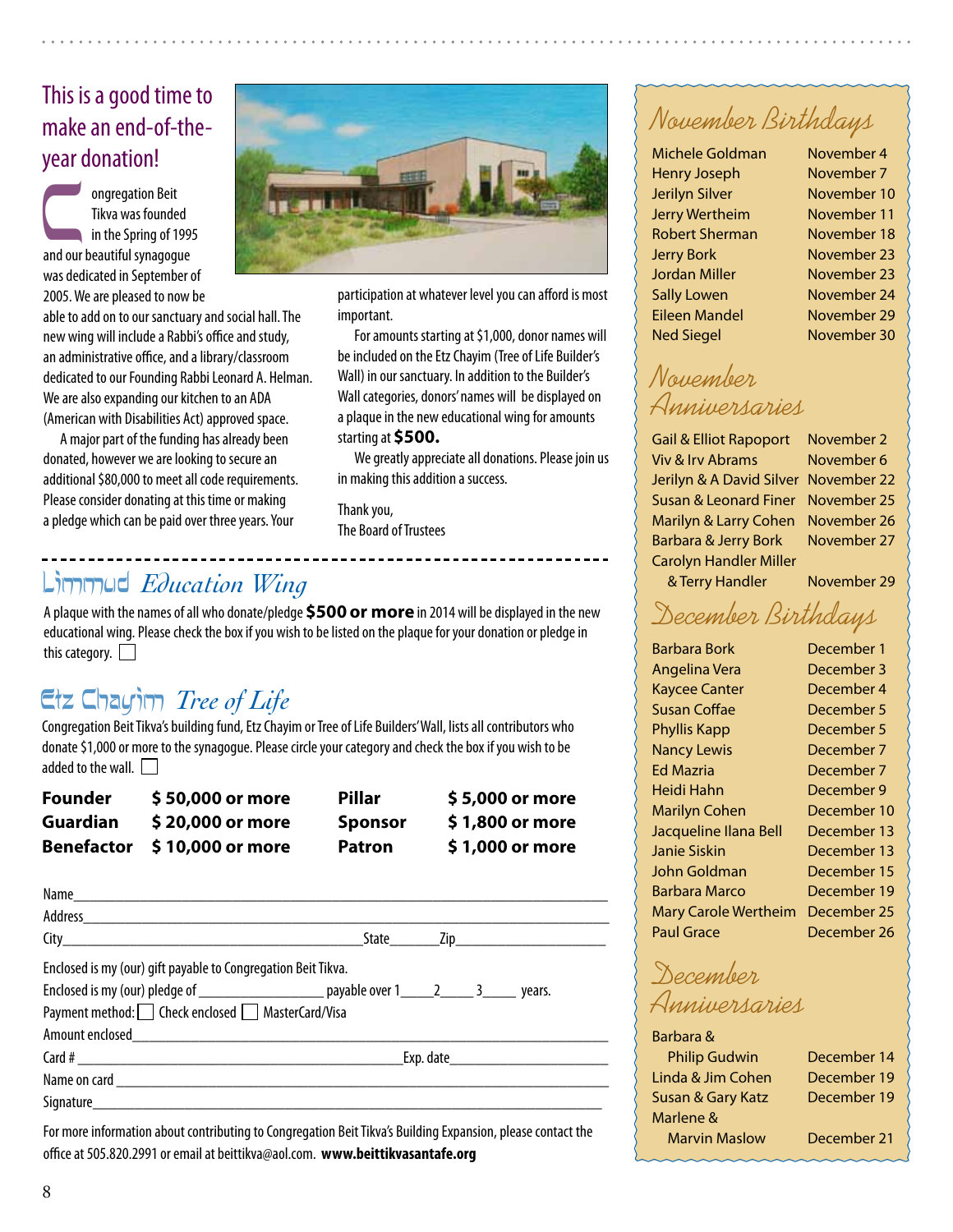## This is a good time to make an end-of-the-year donation!

Congregation Beit Tikva was founded in the Spring of 1995 and our beautiful synagogue was dedicated in September of 2005. We are pleased to now be able to add on to our sanctuary and social hall. The new wing will include a Rabbi's office and study, an administrative office, and a library/classroom dedicated to our Founding Rabbi Leonard A. Helman. We are also expanding our kitchen to an ADA (American with Disabilities Act) approved space.

A major part of the funding has already been donated, however we are looking to secure an additional $80,000 to meet all code requirements. Please consider donating at this time or making a pledge which can be paid over three years. Your participation at whatever level you can afford is most important.

For amounts starting at $1,000, donor names will be included on the Etz Chayim (Tree of Life Builder's Wall) in our sanctuary. In addition to the Builder's Wall categories, donors' names will be displayed on a plaque in the new educational wing for amounts starting at **$500.**

We greatly appreciate all donations. Please join us in making this addition a success.

Thank you,
The Board of Trustees

## Limmud *Education Wing*

A plaque with the names of all who donate/pledge **$500 or more** in 2014 will be displayed in the new educational wing. Please check the box if you wish to be listed on the plaque for your donation or pledge in this category. ☐

## Etz Chayim *Tree of Life*

Congregation Beit Tikva's building fund, Etz Chayim or Tree of Life Builders' Wall, lists all contributors who donate $1,000 or more to the synagogue. Please circle your category and check the box if you wish to be added to the wall. ☐

| | | | |
|---|---|---|---|
| **Founder** | **$ 50,000 or more** | **Pillar** | **$ 5,000 or more** |
| **Guardian** | **$ 20,000 or more** | **Sponsor** | **$ 1,800 or more** |
| **Benefactor** | **$ 10,000 or more** | **Patron** | **$ 1,000 or more** |

Name_______________________________________________

Address_____________________________________________

City_________________________ State_______ Zip_______________

Enclosed is my (our) gift payable to Congregation Beit Tikva.

Enclosed is my (our) pledge of _______________ payable over 1_____2_____3_____ years.

Payment method: ☐ Check enclosed ☐ MasterCard/Visa

Amount enclosed____________________________________

Card # ___________________________ Exp. date_______________

Name on card ______________________________________

Signature__________________________________________

For more information about contributing to Congregation Beit Tikva's Building Expansion, please contact the office at 505.820.2991 or email at beittikva@aol.com. **www.beittikvasantafe.org**

## November Birthdays

| | |
|---|---|
| Michele Goldman | November 4 |
| Henry Joseph | November 7 |
| Jerilyn Silver | November 10 |
| Jerry Wertheim | November 11 |
| Robert Sherman | November 18 |
| Jerry Bork | November 23 |
| Jordan Miller | November 23 |
| Sally Lowen | November 24 |
| Eileen Mandel | November 29 |
| Ned Siegel | November 30 |

## November Anniversaries

| | |
|---|---|
| Gail & Elliot Rapoport | November 2 |
| Viv & Irv Abrams | November 6 |
| Jerilyn & A David Silver | November 22 |
| Susan & Leonard Finer | November 25 |
| Marilyn & Larry Cohen | November 26 |
| Barbara & Jerry Bork | November 27 |
| Carolyn Handler Miller & Terry Handler | November 29 |

## December Birthdays

| | |
|---|---|
| Barbara Bork | December 1 |
| Angelina Vera | December 3 |
| Kaycee Canter | December 4 |
| Susan Coffae | December 5 |
| Phyllis Kapp | December 5 |
| Nancy Lewis | December 7 |
| Ed Mazria | December 7 |
| Heidi Hahn | December 9 |
| Marilyn Cohen | December 10 |
| Jacqueline Ilana Bell | December 13 |
| Janie Siskin | December 13 |
| John Goldman | December 15 |
| Barbara Marco | December 19 |
| Mary Carole Wertheim | December 25 |
| Paul Grace | December 26 |

## December Anniversaries

| | |
|---|---|
| Barbara & Philip Gudwin | December 14 |
| Linda & Jim Cohen | December 19 |
| Susan & Gary Katz | December 19 |
| Marlene & Marvin Maslow | December 21 |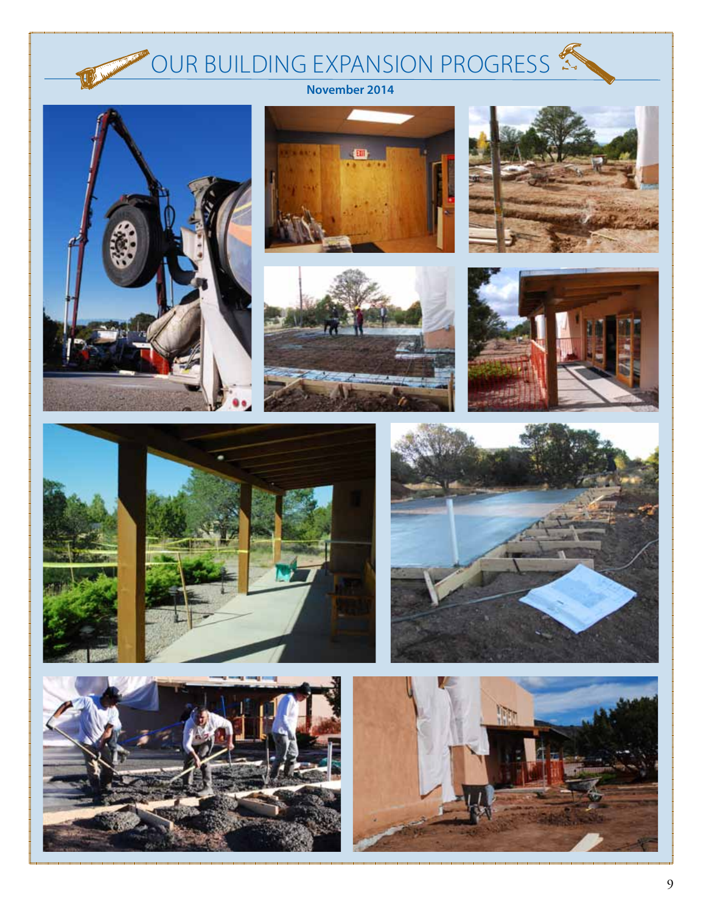# OUR BUILDING EXPANSION PROGRESS

**November 2014**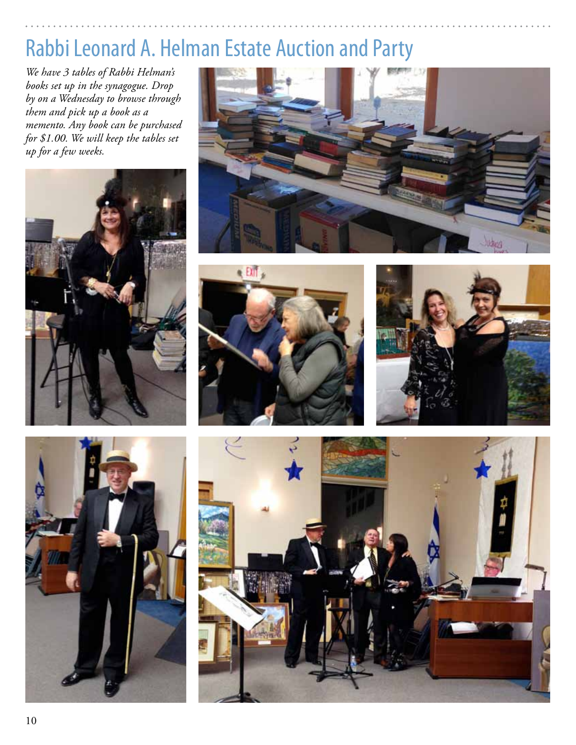# Rabbi Leonard A. Helman Estate Auction and Party

*We have 3 tables of Rabbi Helman's books set up in the synagogue. Drop by on a Wednesday to browse through them and pick up a book as a memento. Any book can be purchased for $1.00. We will keep the tables set up for a few weeks.*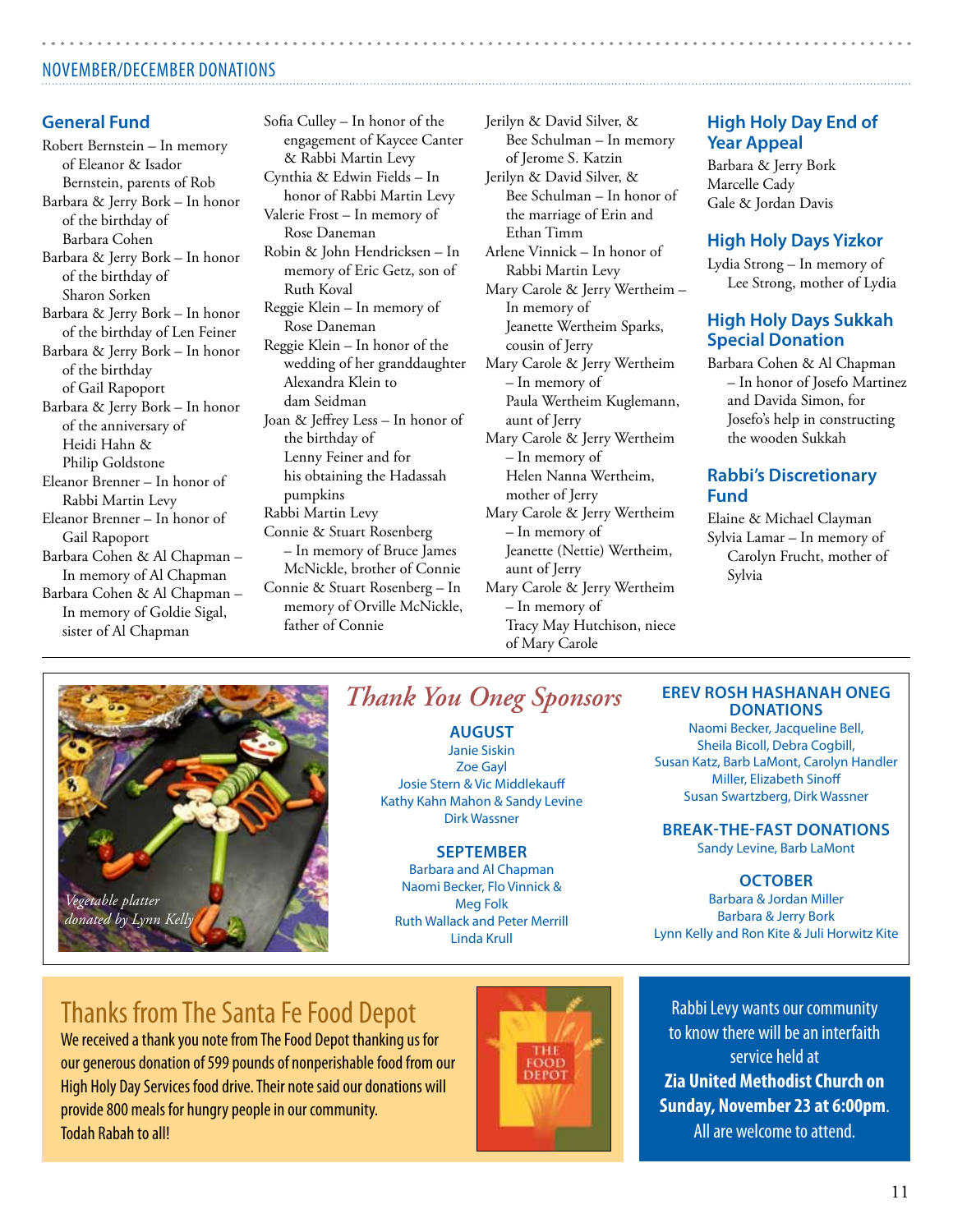## NOVEMBER/DECEMBER DONATIONS

### General Fund

Robert Bernstein – In memory of Eleanor & Isador Bernstein, parents of Rob

Barbara & Jerry Bork – In honor of the birthday of Barbara Cohen

Barbara & Jerry Bork – In honor of the birthday of Sharon Sorken

Barbara & Jerry Bork – In honor of the birthday of Len Feiner

Barbara & Jerry Bork – In honor of the birthday of Gail Rapoport

Barbara & Jerry Bork – In honor of the anniversary of Heidi Hahn & Philip Goldstone

Eleanor Brenner – In honor of Rabbi Martin Levy

Eleanor Brenner – In honor of Gail Rapoport

Barbara Cohen & Al Chapman – In memory of Al Chapman

Barbara Cohen & Al Chapman – In memory of Goldie Sigal, sister of Al Chapman

Sofia Culley – In honor of the engagement of Kaycee Canter & Rabbi Martin Levy

Cynthia & Edwin Fields – In honor of Rabbi Martin Levy

Valerie Frost – In memory of Rose Daneman

Robin & John Hendricksen – In memory of Eric Getz, son of Ruth Koval

Reggie Klein – In memory of Rose Daneman

Reggie Klein – In honor of the wedding of her granddaughter Alexandra Klein to dam Seidman

Joan & Jeffrey Less – In honor of the birthday of Lenny Feiner and for his obtaining the Hadassah pumpkins

Rabbi Martin Levy

Connie & Stuart Rosenberg – In memory of Bruce James McNickle, brother of Connie

Connie & Stuart Rosenberg – In memory of Orville McNickle, father of Connie

Jerilyn & David Silver, & Bee Schulman – In memory of Jerome S. Katzin

Jerilyn & David Silver, & Bee Schulman – In honor of the marriage of Erin and Ethan Timm

Arlene Vinnick – In honor of Rabbi Martin Levy

Mary Carole & Jerry Wertheim – In memory of Jeanette Wertheim Sparks, cousin of Jerry

Mary Carole & Jerry Wertheim – In memory of Paula Wertheim Kuglemann, aunt of Jerry

Mary Carole & Jerry Wertheim – In memory of Helen Nanna Wertheim, mother of Jerry

Mary Carole & Jerry Wertheim – In memory of Jeanette (Nettie) Wertheim, aunt of Jerry

Mary Carole & Jerry Wertheim – In memory of Tracy May Hutchison, niece of Mary Carole

### High Holy Day End of Year Appeal

Barbara & Jerry Bork
Marcelle Cady
Gale & Jordan Davis

### High Holy Days Yizkor

Lydia Strong – In memory of Lee Strong, mother of Lydia

### High Holy Days Sukkah Special Donation

Barbara Cohen & Al Chapman – In honor of Josefo Martinez and Davida Simon, for Josefo's help in constructing the wooden Sukkah

### Rabbi's Discretionary Fund

Elaine & Michael Clayman
Sylvia Lamar – In memory of Carolyn Frucht, mother of Sylvia

*Vegetable platter donated by Lynn Kelly*

## *Thank You Oneg Sponsors*

**AUGUST**

Janie Siskin
Zoe Gayl
Josie Stern & Vic Middlekauff
Kathy Kahn Mahon & Sandy Levine
Dirk Wassner

**SEPTEMBER**

Barbara and Al Chapman
Naomi Becker, Flo Vinnick & Meg Folk
Ruth Wallack and Peter Merrill
Linda Krull

**EREV ROSH HASHANAH ONEG DONATIONS**

Naomi Becker, Jacqueline Bell, Sheila Bicoll, Debra Cogbill, Susan Katz, Barb LaMont, Carolyn Handler Miller, Elizabeth Sinoff
Susan Swartzberg, Dirk Wassner

**BREAK-THE-FAST DONATIONS**

Sandy Levine, Barb LaMont

**OCTOBER**

Barbara & Jordan Miller
Barbara & Jerry Bork
Lynn Kelly and Ron Kite & Juli Horwitz Kite

## Thanks from The Santa Fe Food Depot

We received a thank you note from The Food Depot thanking us for our generous donation of 599 pounds of nonperishable food from our High Holy Day Services food drive. Their note said our donations will provide 800 meals for hungry people in our community. Todah Rabah to all!

Rabbi Levy wants our community to know there will be an interfaith service held at **Zia United Methodist Church on Sunday, November 23 at 6:00pm**. All are welcome to attend.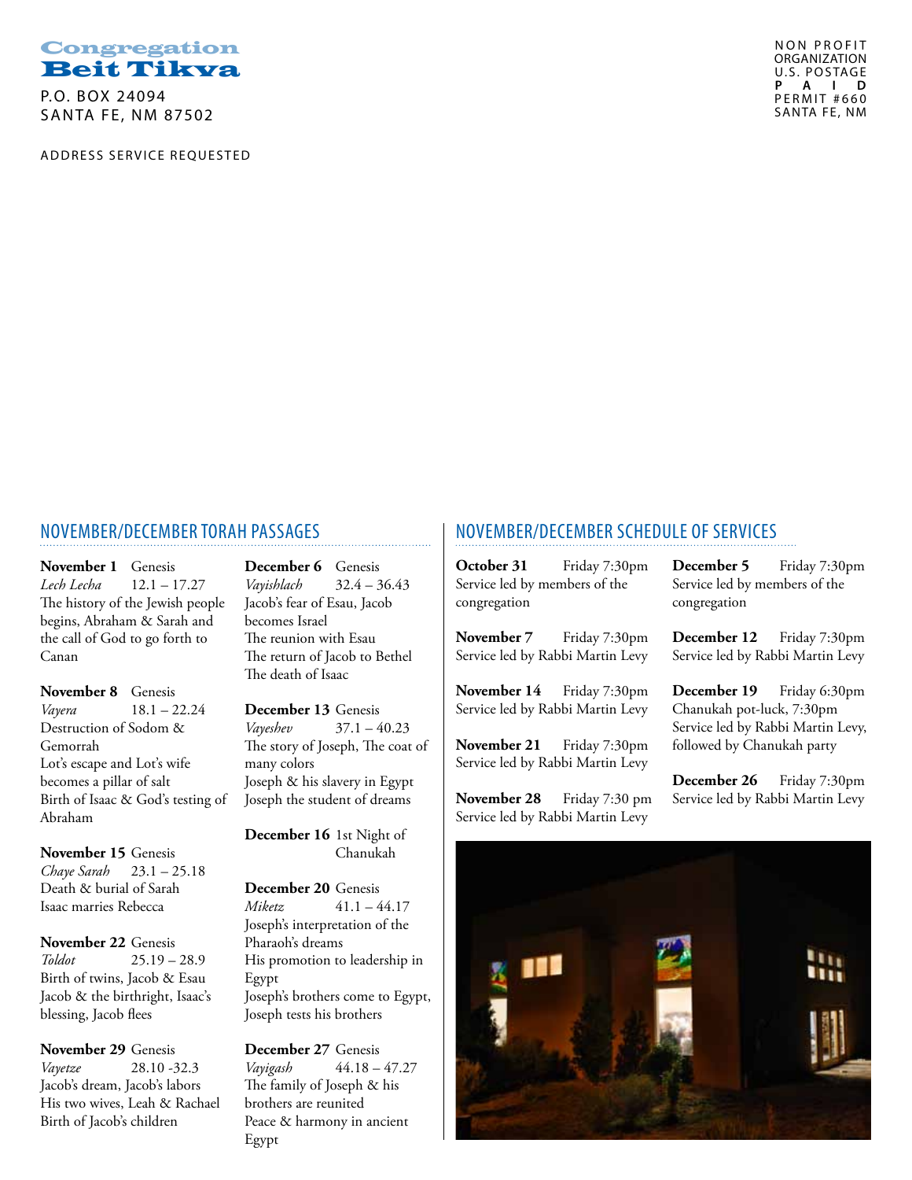**Congregation Beit Tikva**

P.O. BOX 24094
SANTA FE, NM 87502

ADDRESS SERVICE REQUESTED

NON PROFIT
ORGANIZATION
U.S. POSTAGE
**P A I D**
PERMIT #660
SANTA FE, NM

## NOVEMBER/DECEMBER TORAH PASSAGES

**November 1** Genesis
*Lech Lecha* 12.1 – 17.27
The history of the Jewish people begins, Abraham & Sarah and the call of God to go forth to Canan

**November 8** Genesis
*Vayera* 18.1 – 22.24
Destruction of Sodom & Gemorrah
Lot's escape and Lot's wife becomes a pillar of salt
Birth of Isaac & God's testing of Abraham

**November 15** Genesis
*Chaye Sarah* 23.1 – 25.18
Death & burial of Sarah
Isaac marries Rebecca

**November 22** Genesis
*Toldot* 25.19 – 28.9
Birth of twins, Jacob & Esau
Jacob & the birthright, Isaac's blessing, Jacob flees

**November 29** Genesis
*Vayetze* 28.10 -32.3
Jacob's dream, Jacob's labors
His two wives, Leah & Rachael
Birth of Jacob's children

**December 6** Genesis
*Vayishlach* 32.4 – 36.43
Jacob's fear of Esau, Jacob becomes Israel
The reunion with Esau
The return of Jacob to Bethel
The death of Isaac

**December 13** Genesis
*Vayeshev* 37.1 – 40.23
The story of Joseph, The coat of many colors
Joseph & his slavery in Egypt
Joseph the student of dreams

**December 16** 1st Night of Chanukah

**December 20** Genesis
*Miketz* 41.1 – 44.17
Joseph's interpretation of the Pharaoh's dreams
His promotion to leadership in Egypt
Joseph's brothers come to Egypt, Joseph tests his brothers

**December 27** Genesis
*Vayigash* 44.18 – 47.27
The family of Joseph & his brothers are reunited
Peace & harmony in ancient Egypt

## NOVEMBER/DECEMBER SCHEDULE OF SERVICES

**October 31** Friday 7:30pm
Service led by members of the congregation

**November 7** Friday 7:30pm
Service led by Rabbi Martin Levy

**November 14** Friday 7:30pm
Service led by Rabbi Martin Levy

**November 21** Friday 7:30pm
Service led by Rabbi Martin Levy

**November 28** Friday 7:30 pm
Service led by Rabbi Martin Levy

**December 5** Friday 7:30pm
Service led by members of the congregation

**December 12** Friday 7:30pm
Service led by Rabbi Martin Levy

**December 19** Friday 6:30pm
Chanukah pot-luck, 7:30pm
Service led by Rabbi Martin Levy, followed by Chanukah party

**December 26** Friday 7:30pm
Service led by Rabbi Martin Levy